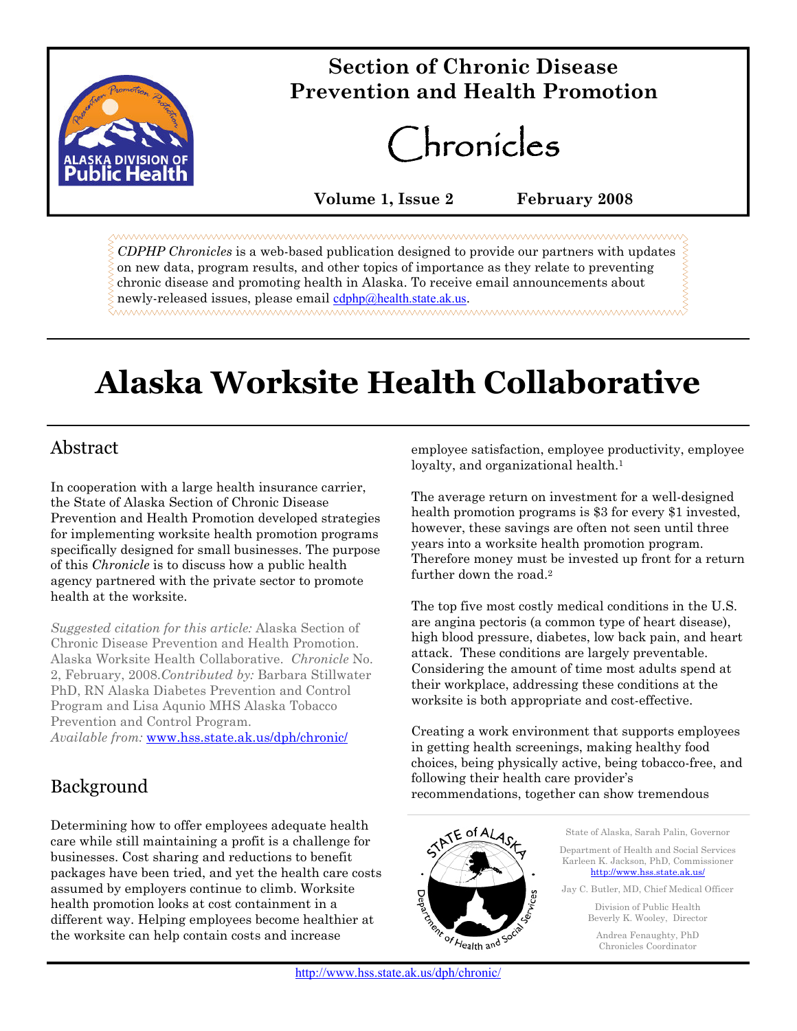# Section of Chronic Disease Prevention and Health Promotion

# Chronicles

**Volume 1, Issue 2** **February 2008**

*CDPHP Chronicles* is a web-based publication designed to provide our partners with updates on new data, program results, and other topics of importance as they relate to preventing chronic disease and promoting health in Alaska. To receive email announcements about newly-released issues, please email cdphp@health.state.ak.us.

# Alaska Worksite Health Collaborative

## Abstract

In cooperation with a large health insurance carrier, the State of Alaska Section of Chronic Disease Prevention and Health Promotion developed strategies for implementing worksite health promotion programs specifically designed for small businesses. The purpose of this *Chronicle* is to discuss how a public health agency partnered with the private sector to promote health at the worksite.

*Suggested citation for this article:* Alaska Section of Chronic Disease Prevention and Health Promotion. Alaska Worksite Health Collaborative. *Chronicle* No. 2, February, 2008. *Contributed by:* Barbara Stillwater PhD, RN Alaska Diabetes Prevention and Control Program and Lisa Aqunio MHS Alaska Tobacco Prevention and Control Program.
*Available from:* www.hss.state.ak.us/dph/chronic/

## Background

Determining how to offer employees adequate health care while still maintaining a profit is a challenge for businesses. Cost sharing and reductions to benefit packages have been tried, and yet the health care costs assumed by employers continue to climb. Worksite health promotion looks at cost containment in a different way. Helping employees become healthier at the worksite can help contain costs and increase employee satisfaction, employee productivity, employee loyalty, and organizational health.[1]

The average return on investment for a well-designed health promotion programs is $3 for every $1 invested, however, these savings are often not seen until three years into a worksite health promotion program. Therefore money must be invested up front for a return further down the road.[2]

The top five most costly medical conditions in the U.S. are angina pectoris (a common type of heart disease), high blood pressure, diabetes, low back pain, and heart attack. These conditions are largely preventable. Considering the amount of time most adults spend at their workplace, addressing these conditions at the worksite is both appropriate and cost-effective.

Creating a work environment that supports employees in getting health screenings, making healthy food choices, being physically active, being tobacco-free, and following their health care provider's recommendations, together can show tremendous

State of Alaska, Sarah Palin, Governor

Department of Health and Social Services
Karleen K. Jackson, PhD, Commissioner
http://www.hss.state.ak.us/

Jay C. Butler, MD, Chief Medical Officer

Division of Public Health
Beverly K. Wooley, Director

Andrea Fenaughty, PhD
Chronicles Coordinator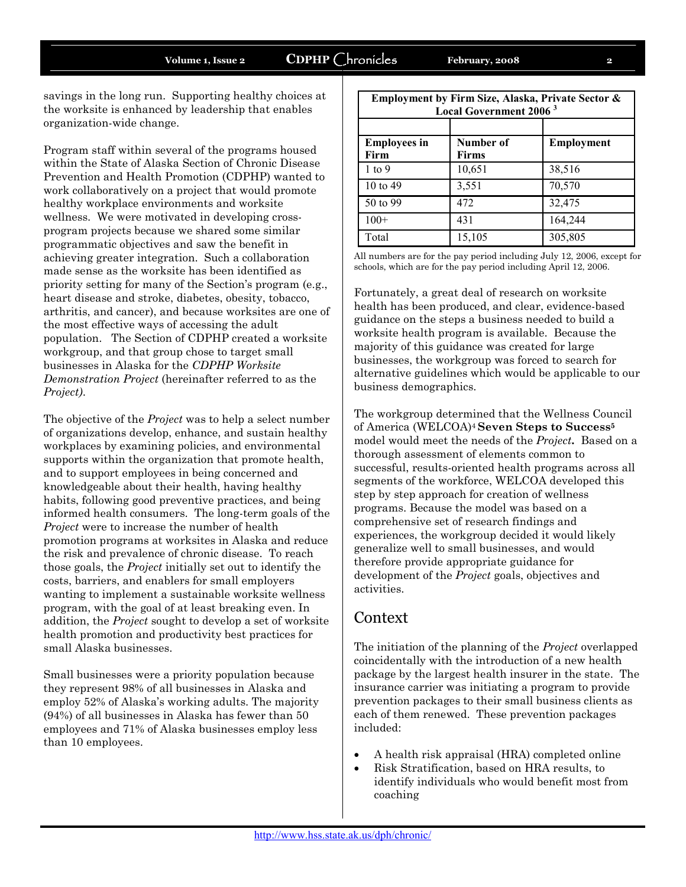savings in the long run. Supporting healthy choices at the worksite is enhanced by leadership that enables organization-wide change.

Program staff within several of the programs housed within the State of Alaska Section of Chronic Disease Prevention and Health Promotion (CDPHP) wanted to work collaboratively on a project that would promote healthy workplace environments and worksite wellness. We were motivated in developing cross-program projects because we shared some similar programmatic objectives and saw the benefit in achieving greater integration. Such a collaboration made sense as the worksite has been identified as priority setting for many of the Section's program (e.g., heart disease and stroke, diabetes, obesity, tobacco, arthritis, and cancer), and because worksites are one of the most effective ways of accessing the adult population. The Section of CDPHP created a worksite workgroup, and that group chose to target small businesses in Alaska for the *CDPHP Worksite Demonstration Project* (hereinafter referred to as the *Project)*.

The objective of the *Project* was to help a select number of organizations develop, enhance, and sustain healthy workplaces by examining policies, and environmental supports within the organization that promote health, and to support employees in being concerned and knowledgeable about their health, having healthy habits, following good preventive practices, and being informed health consumers. The long-term goals of the *Project* were to increase the number of health promotion programs at worksites in Alaska and reduce the risk and prevalence of chronic disease. To reach those goals, the *Project* initially set out to identify the costs, barriers, and enablers for small employers wanting to implement a sustainable worksite wellness program, with the goal of at least breaking even. In addition, the *Project* sought to develop a set of worksite health promotion and productivity best practices for small Alaska businesses.

Small businesses were a priority population because they represent 98% of all businesses in Alaska and employ 52% of Alaska's working adults. The majority (94%) of all businesses in Alaska has fewer than 50 employees and 71% of Alaska businesses employ less than 10 employees.

**Employment by Firm Size, Alaska, Private Sector & Local Government 2006** [3]

| Employees in Firm | Number of Firms | Employment |
|---|---|---|
| 1 to 9 | 10,651 | 38,516 |
| 10 to 49 | 3,551 | 70,570 |
| 50 to 99 | 472 | 32,475 |
| 100+ | 431 | 164,244 |
| Total | 15,105 | 305,805 |

All numbers are for the pay period including July 12, 2006, except for schools, which are for the pay period including April 12, 2006.

Fortunately, a great deal of research on worksite health has been produced, and clear, evidence-based guidance on the steps a business needed to build a worksite health program is available. Because the majority of this guidance was created for large businesses, the workgroup was forced to search for alternative guidelines which would be applicable to our business demographics.

The workgroup determined that the Wellness Council of America (WELCOA)[4] **Seven Steps to Success**[5] model would meet the needs of the *Project***.** Based on a thorough assessment of elements common to successful, results-oriented health programs across all segments of the workforce, WELCOA developed this step by step approach for creation of wellness programs. Because the model was based on a comprehensive set of research findings and experiences, the workgroup decided it would likely generalize well to small businesses, and would therefore provide appropriate guidance for development of the *Project* goals, objectives and activities.

## Context

The initiation of the planning of the *Project* overlapped coincidentally with the introduction of a new health package by the largest health insurer in the state. The insurance carrier was initiating a program to provide prevention packages to their small business clients as each of them renewed. These prevention packages included:

- A health risk appraisal (HRA) completed online
- Risk Stratification, based on HRA results, to identify individuals who would benefit most from coaching

http://www.hss.state.ak.us/dph/chronic/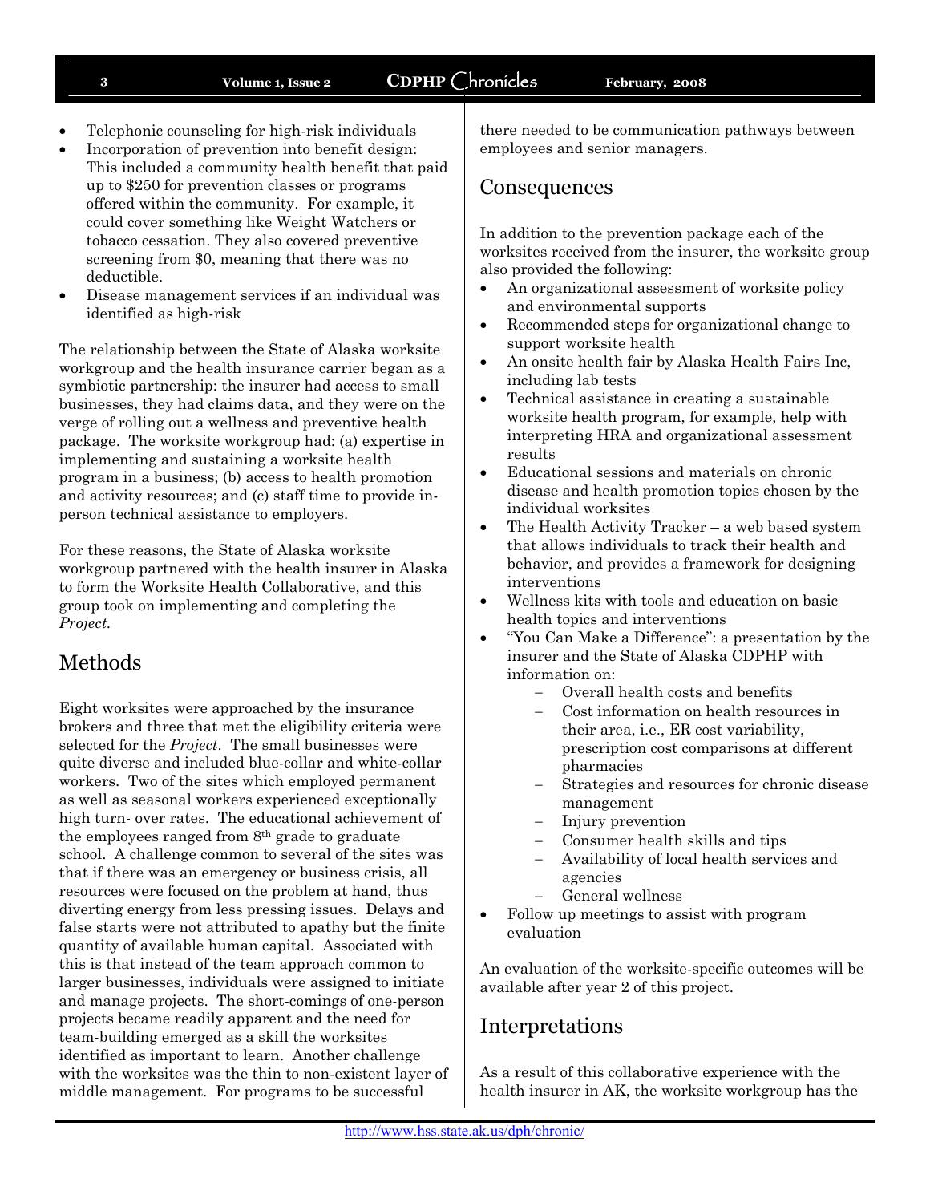- Telephonic counseling for high-risk individuals
- Incorporation of prevention into benefit design: This included a community health benefit that paid up to $250 for prevention classes or programs offered within the community. For example, it could cover something like Weight Watchers or tobacco cessation. They also covered preventive screening from $0, meaning that there was no deductible.
- Disease management services if an individual was identified as high-risk

The relationship between the State of Alaska worksite workgroup and the health insurance carrier began as a symbiotic partnership: the insurer had access to small businesses, they had claims data, and they were on the verge of rolling out a wellness and preventive health package. The worksite workgroup had: (a) expertise in implementing and sustaining a worksite health program in a business; (b) access to health promotion and activity resources; and (c) staff time to provide in-person technical assistance to employers.

For these reasons, the State of Alaska worksite workgroup partnered with the health insurer in Alaska to form the Worksite Health Collaborative, and this group took on implementing and completing the *Project.*

## Methods

Eight worksites were approached by the insurance brokers and three that met the eligibility criteria were selected for the *Project*. The small businesses were quite diverse and included blue-collar and white-collar workers. Two of the sites which employed permanent as well as seasonal workers experienced exceptionally high turn- over rates. The educational achievement of the employees ranged from 8th grade to graduate school. A challenge common to several of the sites was that if there was an emergency or business crisis, all resources were focused on the problem at hand, thus diverting energy from less pressing issues. Delays and false starts were not attributed to apathy but the finite quantity of available human capital. Associated with this is that instead of the team approach common to larger businesses, individuals were assigned to initiate and manage projects. The short-comings of one-person projects became readily apparent and the need for team-building emerged as a skill the worksites identified as important to learn. Another challenge with the worksites was the thin to non-existent layer of middle management. For programs to be successful there needed to be communication pathways between employees and senior managers.

## Consequences

In addition to the prevention package each of the worksites received from the insurer, the worksite group also provided the following:

- An organizational assessment of worksite policy and environmental supports
- Recommended steps for organizational change to support worksite health
- An onsite health fair by Alaska Health Fairs Inc, including lab tests
- Technical assistance in creating a sustainable worksite health program, for example, help with interpreting HRA and organizational assessment results
- Educational sessions and materials on chronic disease and health promotion topics chosen by the individual worksites
- The Health Activity Tracker – a web based system that allows individuals to track their health and behavior, and provides a framework for designing interventions
- Wellness kits with tools and education on basic health topics and interventions
- "You Can Make a Difference": a presentation by the insurer and the State of Alaska CDPHP with information on:
  - Overall health costs and benefits
  - Cost information on health resources in their area, i.e., ER cost variability, prescription cost comparisons at different pharmacies
  - Strategies and resources for chronic disease management
  - Injury prevention
  - Consumer health skills and tips
  - Availability of local health services and agencies
  - General wellness
- Follow up meetings to assist with program evaluation

An evaluation of the worksite-specific outcomes will be available after year 2 of this project.

## Interpretations

As a result of this collaborative experience with the health insurer in AK, the worksite workgroup has the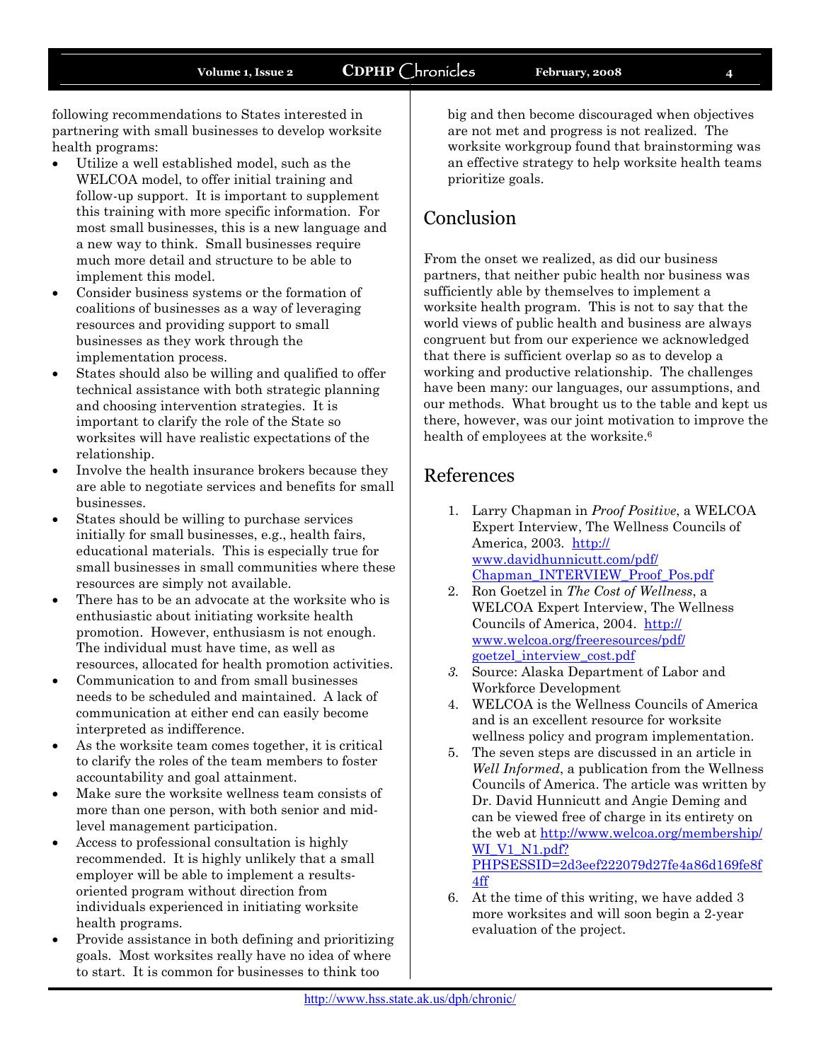following recommendations to States interested in partnering with small businesses to develop worksite health programs:

- Utilize a well established model, such as the WELCOA model, to offer initial training and follow-up support. It is important to supplement this training with more specific information. For most small businesses, this is a new language and a new way to think. Small businesses require much more detail and structure to be able to implement this model.
- Consider business systems or the formation of coalitions of businesses as a way of leveraging resources and providing support to small businesses as they work through the implementation process.
- States should also be willing and qualified to offer technical assistance with both strategic planning and choosing intervention strategies. It is important to clarify the role of the State so worksites will have realistic expectations of the relationship.
- Involve the health insurance brokers because they are able to negotiate services and benefits for small businesses.
- States should be willing to purchase services initially for small businesses, e.g., health fairs, educational materials. This is especially true for small businesses in small communities where these resources are simply not available.
- There has to be an advocate at the worksite who is enthusiastic about initiating worksite health promotion. However, enthusiasm is not enough. The individual must have time, as well as resources, allocated for health promotion activities.
- Communication to and from small businesses needs to be scheduled and maintained. A lack of communication at either end can easily become interpreted as indifference.
- As the worksite team comes together, it is critical to clarify the roles of the team members to foster accountability and goal attainment.
- Make sure the worksite wellness team consists of more than one person, with both senior and mid-level management participation.
- Access to professional consultation is highly recommended. It is highly unlikely that a small employer will be able to implement a results-oriented program without direction from individuals experienced in initiating worksite health programs.
- Provide assistance in both defining and prioritizing goals. Most worksites really have no idea of where to start. It is common for businesses to think too big and then become discouraged when objectives are not met and progress is not realized. The worksite workgroup found that brainstorming was an effective strategy to help worksite health teams prioritize goals.

## Conclusion

From the onset we realized, as did our business partners, that neither pubic health nor business was sufficiently able by themselves to implement a worksite health program. This is not to say that the world views of public health and business are always congruent but from our experience we acknowledged that there is sufficient overlap so as to develop a working and productive relationship. The challenges have been many: our languages, our assumptions, and our methods. What brought us to the table and kept us there, however, was our joint motivation to improve the health of employees at the worksite.[6]

## References

1. Larry Chapman in *Proof Positive*, a WELCOA Expert Interview, The Wellness Councils of America, 2003. http://www.davidhunnicutt.com/pdf/Chapman_INTERVIEW_Proof_Pos.pdf
2. Ron Goetzel in *The Cost of Wellness*, a WELCOA Expert Interview, The Wellness Councils of America, 2004. http://www.welcoa.org/freeresources/pdf/goetzel_interview_cost.pdf
3. Source: Alaska Department of Labor and Workforce Development
4. WELCOA is the Wellness Councils of America and is an excellent resource for worksite wellness policy and program implementation.
5. The seven steps are discussed in an article in *Well Informed*, a publication from the Wellness Councils of America. The article was written by Dr. David Hunnicutt and Angie Deming and can be viewed free of charge in its entirety on the web at http://www.welcoa.org/membership/WI_V1_N1.pdf?PHPSESSID=2d3eef222079d27fe4a86d169fe8f4ff
6. At the time of this writing, we have added 3 more worksites and will soon begin a 2-year evaluation of the project.